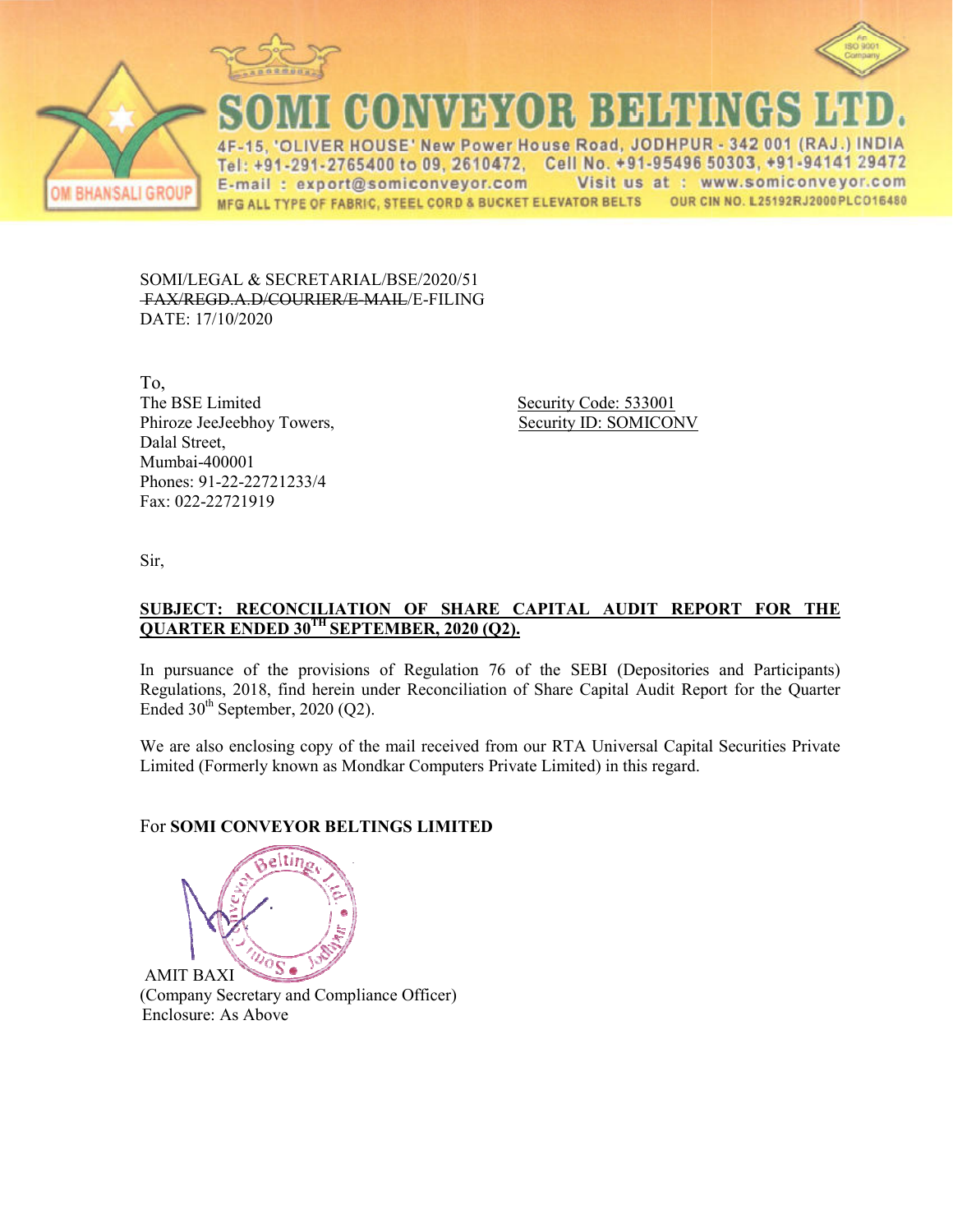# SOMI CONVEYOR BELTINGS LTD.

4F-15, 'OLIVER HOUSE' New Power House Road, JODHPUR - 342 001 (RAJ.) INDIA
Tel: +91-291-2765400 to 09, 2610472, Cell No. +91-95496 50303, +91-94141 29472
E-mail : export@somiconveyor.com Visit us at : www.somiconveyor.com
MFG ALL TYPE OF FABRIC, STEEL CORD & BUCKET ELEVATOR BELTS OUR CIN NO. L25192RJ2000PLC016480

OM BHANSALI GROUP

SOMI/LEGAL & SECRETARIAL/BSE/2020/51
~~FAX/REGD.A.D/COURIER/E-MAIL~~/E-FILING
DATE: 17/10/2020

To,
The BSE Limited
Phiroze JeeJeebhoy Towers,
Dalal Street,
Mumbai-400001
Phones: 91-22-22721233/4
Fax: 022-22721919

Security Code: 533001
Security ID: SOMICONV

Sir,

**SUBJECT: RECONCILIATION OF SHARE CAPITAL AUDIT REPORT FOR THE QUARTER ENDED 30TH SEPTEMBER, 2020 (Q2).**

In pursuance of the provisions of Regulation 76 of the SEBI (Depositories and Participants) Regulations, 2018, find herein under Reconciliation of Share Capital Audit Report for the Quarter Ended 30th September, 2020 (Q2).

We are also enclosing copy of the mail received from our RTA Universal Capital Securities Private Limited (Formerly known as Mondkar Computers Private Limited) in this regard.

For **SOMI CONVEYOR BELTINGS LIMITED**

AMIT BAXI
(Company Secretary and Compliance Officer)
Enclosure: As Above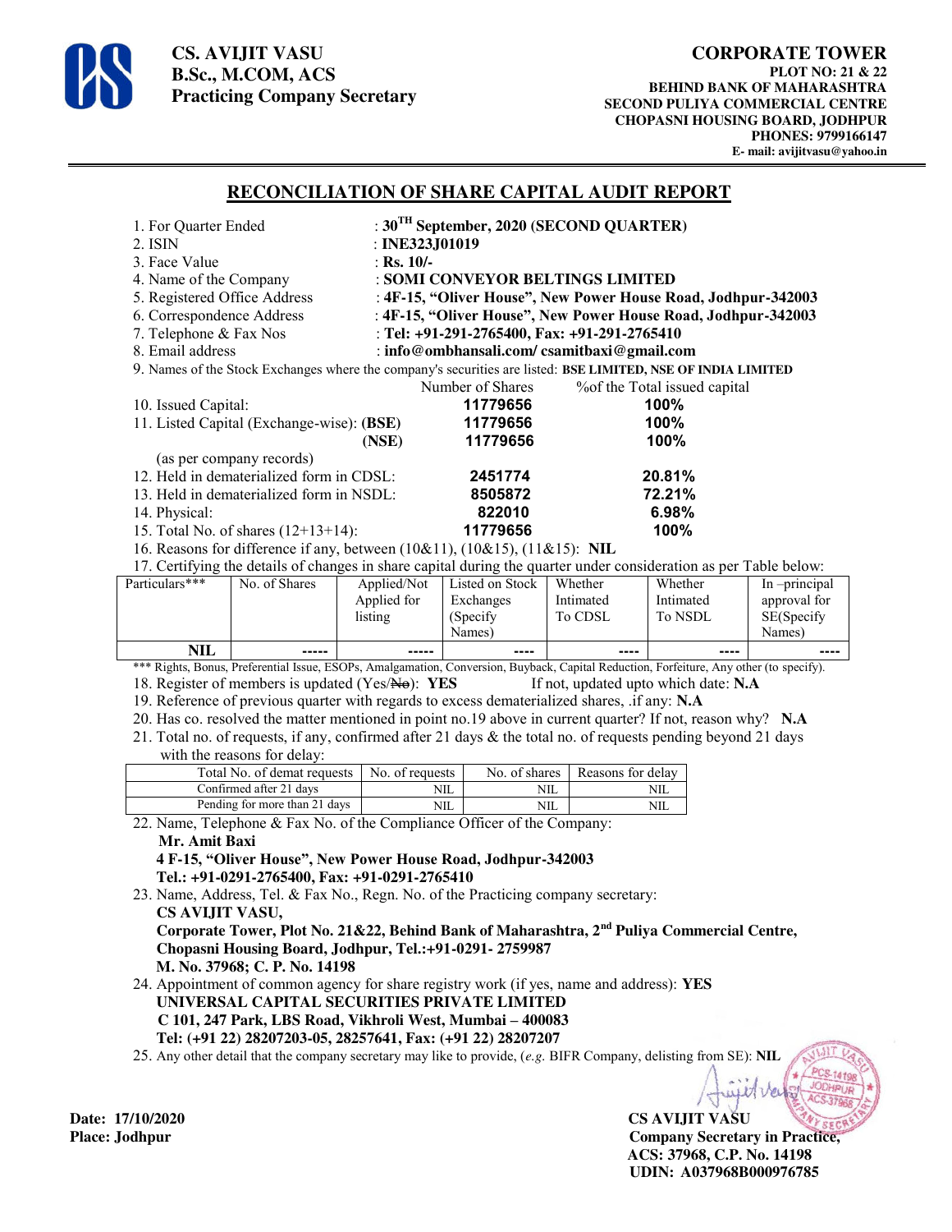**CS. AVIJIT VASU**
**B.Sc., M.COM, ACS**
**Practicing Company Secretary**

**CORPORATE TOWER**
**PLOT NO: 21 & 22**
**BEHIND BANK OF MAHARASHTRA**
**SECOND PULIYA COMMERCIAL CENTRE**
**CHOPASNI HOUSING BOARD, JODHPUR**
**PHONES: 9799166147**
**E- mail: avijitvasu@yahoo.in**

## RECONCILIATION OF SHARE CAPITAL AUDIT REPORT

1. For Quarter Ended : **30TH September, 2020 (SECOND QUARTER)**
2. ISIN : **INE323J01019**
3. Face Value : **Rs. 10/-**
4. Name of the Company : **SOMI CONVEYOR BELTINGS LIMITED**
5. Registered Office Address : **4F-15, "Oliver House", New Power House Road, Jodhpur-342003**
6. Correspondence Address : **4F-15, "Oliver House", New Power House Road, Jodhpur-342003**
7. Telephone & Fax Nos : **Tel: +91-291-2765400, Fax: +91-291-2765410**
8. Email address : **info@ombhansali.com/ csamitbaxi@gmail.com**
9. Names of the Stock Exchanges where the company's securities are listed: **BSE LIMITED, NSE OF INDIA LIMITED**

| | Number of Shares | %of the Total issued capital |
|---|---|---|
| 10. Issued Capital: | **11779656** | **100%** |
| 11. Listed Capital (Exchange-wise): **(BSE)** | **11779656** | **100%** |
| **(NSE)** | **11779656** | **100%** |
| (as per company records) | | |
| 12. Held in dematerialized form in CDSL: | **2451774** | **20.81%** |
| 13. Held in dematerialized form in NSDL: | **8505872** | **72.21%** |
| 14. Physical: | **822010** | **6.98%** |
| 15. Total No. of shares (12+13+14): | **11779656** | **100%** |

16. Reasons for difference if any, between (10&11), (10&15), (11&15): **NIL**
17. Certifying the details of changes in share capital during the quarter under consideration as per Table below:

| Particulars*** | No. of Shares | Applied/Not Applied for listing | Listed on Stock Exchanges (Specify Names) | Whether Intimated To CDSL | Whether Intimated To NSDL | In –principal approval for SE(Specify Names) |
|---|---|---|---|---|---|---|
| **NIL** | ----- | ----- | ---- | ---- | ---- | ---- |

*** Rights, Bonus, Preferential Issue, ESOPs, Amalgamation, Conversion, Buyback, Capital Reduction, Forfeiture, Any other (to specify).

18. Register of members is updated (Yes/~~No~~): **YES** If not, updated upto which date: **N.A**
19. Reference of previous quarter with regards to excess dematerialized shares, .if any: **N.A**
20. Has co. resolved the matter mentioned in point no.19 above in current quarter? If not, reason why? **N.A**
21. Total no. of requests, if any, confirmed after 21 days & the total no. of requests pending beyond 21 days with the reasons for delay:

| Total No. of demat requests | No. of requests | No. of shares | Reasons for delay |
|---|---|---|---|
| Confirmed after 21 days | NIL | NIL | NIL |
| Pending for more than 21 days | NIL | NIL | NIL |

22. Name, Telephone & Fax No. of the Compliance Officer of the Company:
    **Mr. Amit Baxi**
    **4 F-15, "Oliver House", New Power House Road, Jodhpur-342003**
    **Tel.: +91-0291-2765400, Fax: +91-0291-2765410**
23. Name, Address, Tel. & Fax No., Regn. No. of the Practicing company secretary:
    **CS AVIJIT VASU,**
    **Corporate Tower, Plot No. 21&22, Behind Bank of Maharashtra, 2nd Puliya Commercial Centre, Chopasni Housing Board, Jodhpur, Tel.:+91-0291- 2759987**
    **M. No. 37968; C. P. No. 14198**
24. Appointment of common agency for share registry work (if yes, name and address): **YES**
    **UNIVERSAL CAPITAL SECURITIES PRIVATE LIMITED**
    **C 101, 247 Park, LBS Road, Vikhroli West, Mumbai – 400083**
    **Tel: (+91 22) 28207203-05, 28257641, Fax: (+91 22) 28207207**
25. Any other detail that the company secretary may like to provide, (*e.g.* BIFR Company, delisting from SE): **NIL**

**Date: 17/10/2020**
**Place: Jodhpur**

**CS AVIJIT VASU**
**Company Secretary in Practice,**
**ACS: 37968, C.P. No. 14198**
**UDIN: A037968B000976785**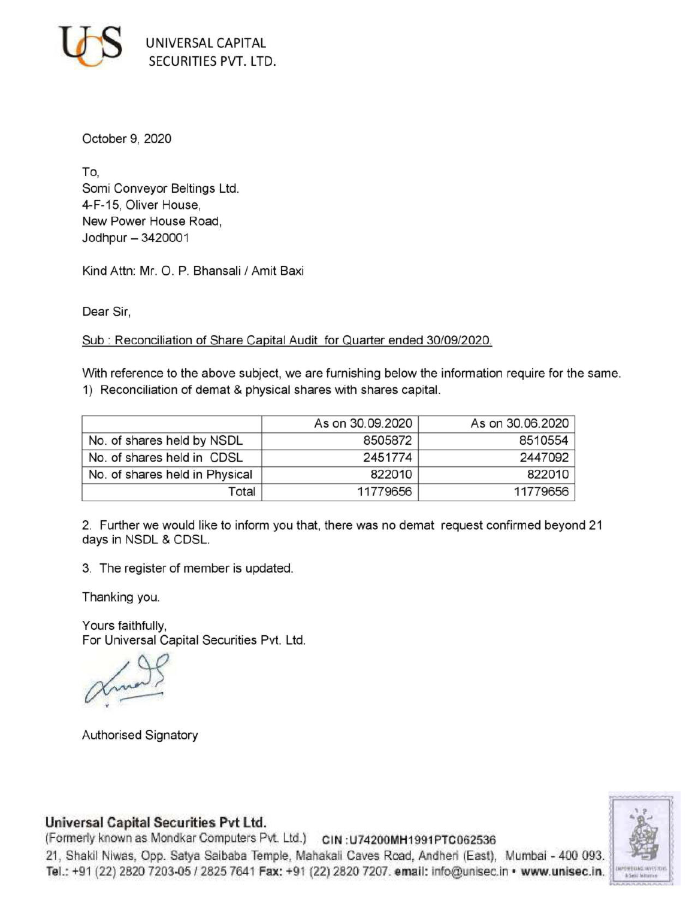UNIVERSAL CAPITAL SECURITIES PVT. LTD.

October 9, 2020

To,
Somi Conveyor Beltings Ltd.
4-F-15, Oliver House,
New Power House Road,
Jodhpur – 3420001

Kind Attn: Mr. O. P. Bhansali / Amit Baxi

Dear Sir,

Sub : Reconciliation of Share Capital Audit for Quarter ended 30/09/2020.

With reference to the above subject, we are furnishing below the information require for the same.

1) Reconciliation of demat & physical shares with shares capital.

| | As on 30.09.2020 | As on 30.06.2020 |
|---|---|---|
| No. of shares held by NSDL | 8505872 | 8510554 |
| No. of shares held in CDSL | 2451774 | 2447092 |
| No. of shares held in Physical | 822010 | 822010 |
| Total | 11779656 | 11779656 |

2. Further we would like to inform you that, there was no demat request confirmed beyond 21 days in NSDL & CDSL.

3. The register of member is updated.

Thanking you.

Yours faithfully,
For Universal Capital Securities Pvt. Ltd.

Authorised Signatory

**Universal Capital Securities Pvt Ltd.**
(Formerly known as Mondkar Computers Pvt. Ltd.) CIN :U74200MH1991PTC062536
21, Shakil Niwas, Opp. Satya Saibaba Temple, Mahakali Caves Road, Andheri (East), Mumbai - 400 093.
Tel.: +91 (22) 2820 7203-05 / 2825 7641 Fax: +91 (22) 2820 7207. email: info@unisec.in • www.unisec.in.